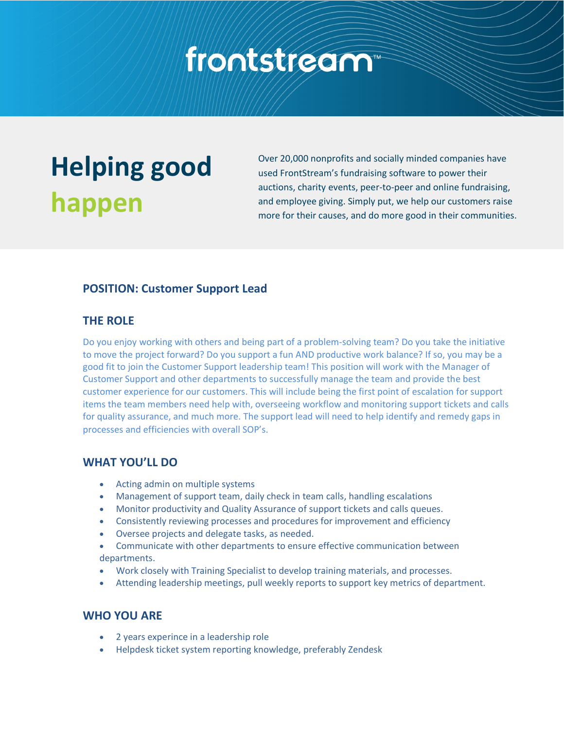# frontstream™

# Helping good happen

Over 20,000 nonprofits and socially minded companies have used FrontStream's fundraising software to power their auctions, charity events, peer-to-peer and online fundraising, and employee giving. Simply put, we help our customers raise more for their causes, and do more good in their communities.

## POSITION: Customer Support Lead

## THE ROLE

Do you enjoy working with others and being part of a problem-solving team? Do you take the initiative to move the project forward? Do you support a fun AND productive work balance? If so, you may be a good fit to join the Customer Support leadership team! This position will work with the Manager of Customer Support and other departments to successfully manage the team and provide the best customer experience for our customers. This will include being the first point of escalation for support items the team members need help with, overseeing workflow and monitoring support tickets and calls for quality assurance, and much more. The support lead will need to help identify and remedy gaps in processes and efficiencies with overall SOP's.

## WHAT YOU'LL DO

- Acting admin on multiple systems
- Management of support team, daily check in team calls, handling escalations
- Monitor productivity and Quality Assurance of support tickets and calls queues.
- Consistently reviewing processes and procedures for improvement and efficiency
- Oversee projects and delegate tasks, as needed.
- Communicate with other departments to ensure effective communication between departments.
- Work closely with Training Specialist to develop training materials, and processes.
- Attending leadership meetings, pull weekly reports to support key metrics of department.

## WHO YOU ARE

- 2 years experince in a leadership role
- Helpdesk ticket system reporting knowledge, preferably Zendesk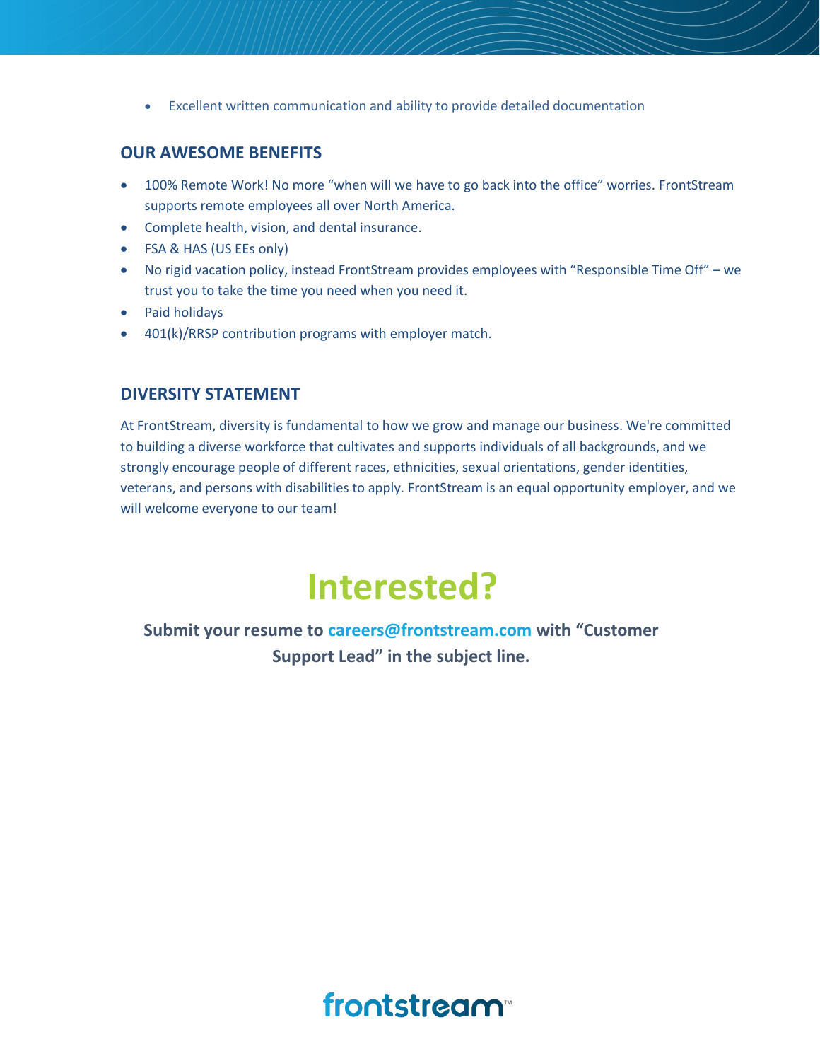- Excellent written communication and ability to provide detailed documentation

## OUR AWESOME BENEFITS

- 100% Remote Work! No more "when will we have to go back into the office" worries. FrontStream supports remote employees all over North America.
- Complete health, vision, and dental insurance.
- FSA & HAS (US EEs only)
- No rigid vacation policy, instead FrontStream provides employees with "Responsible Time Off" – we trust you to take the time you need when you need it.
- Paid holidays
- 401(k)/RRSP contribution programs with employer match.

## DIVERSITY STATEMENT

At FrontStream, diversity is fundamental to how we grow and manage our business. We're committed to building a diverse workforce that cultivates and supports individuals of all backgrounds, and we strongly encourage people of different races, ethnicities, sexual orientations, gender identities, veterans, and persons with disabilities to apply. FrontStream is an equal opportunity employer, and we will welcome everyone to our team!

# Interested?

**Submit your resume to careers@frontstream.com with "Customer Support Lead" in the subject line.**

frontstream™